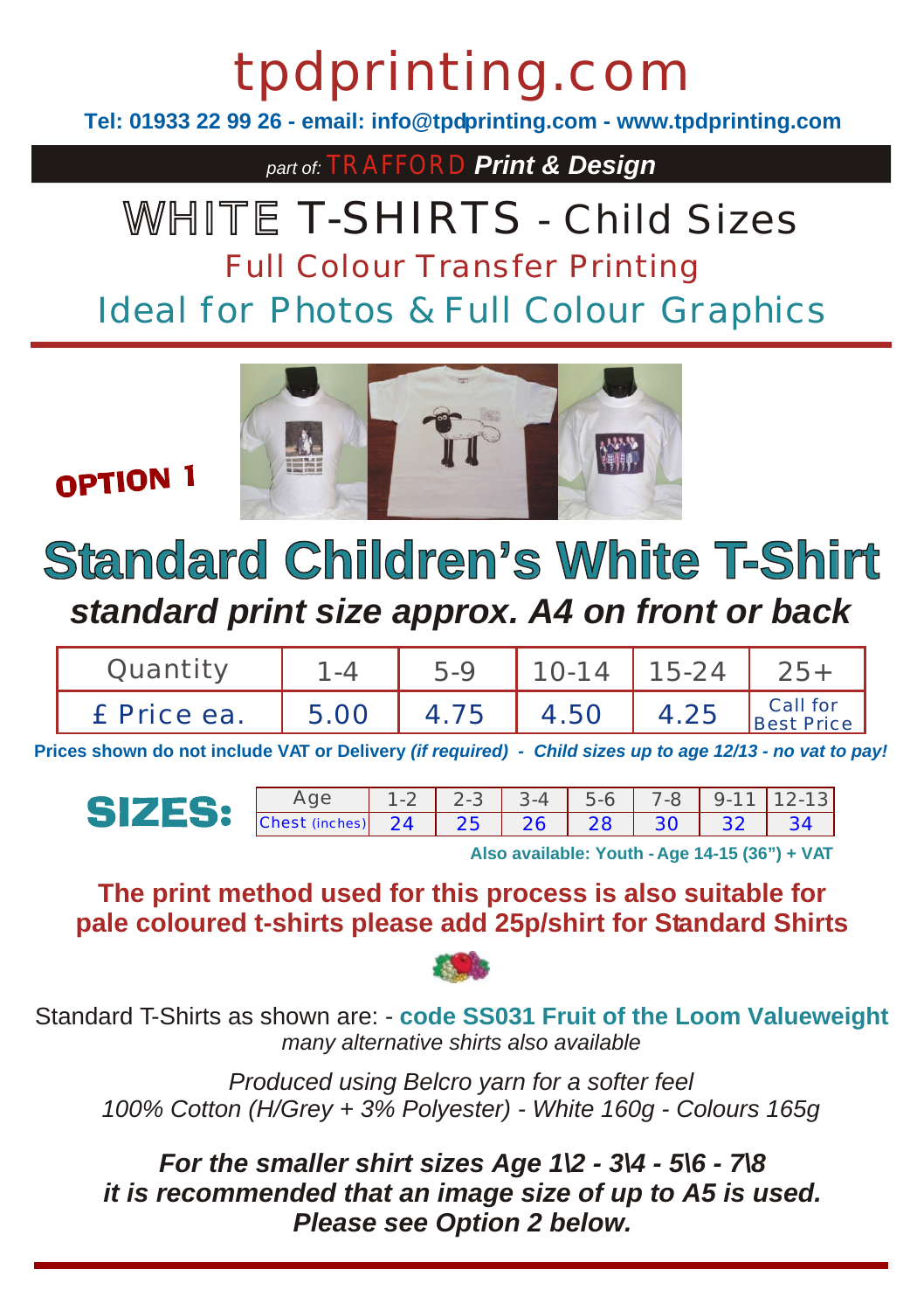# tpdprinting.com

**Tel: 01933 22 99 26 - email: info@tpdprinting.com - www.tpdprinting.com**

*part of:* TRAFFORD ***Print & Design***

## WHITE T-SHIRTS - Child Sizes

### Full Colour Transfer Printing

### Ideal for Photos & Full Colour Graphics

**OPTION 1**

# Standard Children's White T-Shirt

***standard print size approx. A4 on front or back***

| Quantity | 1-4 | 5-9 | 10-14 | 15-24 | 25+ |
|---|---|---|---|---|---|
| £ Price ea. | 5.00 | 4.75 | 4.50 | 4.25 | Call for Best Price |

**Prices shown do not include VAT or Delivery *(if required) - Child sizes up to age 12/13 - no vat to pay!***

**SIZES:**

| Age | 1-2 | 2-3 | 3-4 | 5-6 | 7-8 | 9-11 | 12-13 |
|---|---|---|---|---|---|---|---|
| Chest (inches) | 24 | 25 | 26 | 28 | 30 | 32 | 34 |

**Also available: Youth - Age 14-15 (36") + VAT**

**The print method used for this process is also suitable for pale coloured t-shirts please add 25p/shirt for Standard Shirts**

Standard T-Shirts as shown are: - **code SS031 Fruit of the Loom Valueweight**
*many alternative shirts also available*

*Produced using Belcro yarn for a softer feel*
*100% Cotton (H/Grey + 3% Polyester) - White 160g - Colours 165g*

***For the smaller shirt sizes Age 1\2 - 3\4 - 5\6 - 7\8 it is recommended that an image size of up to A5 is used. Please see Option 2 below.***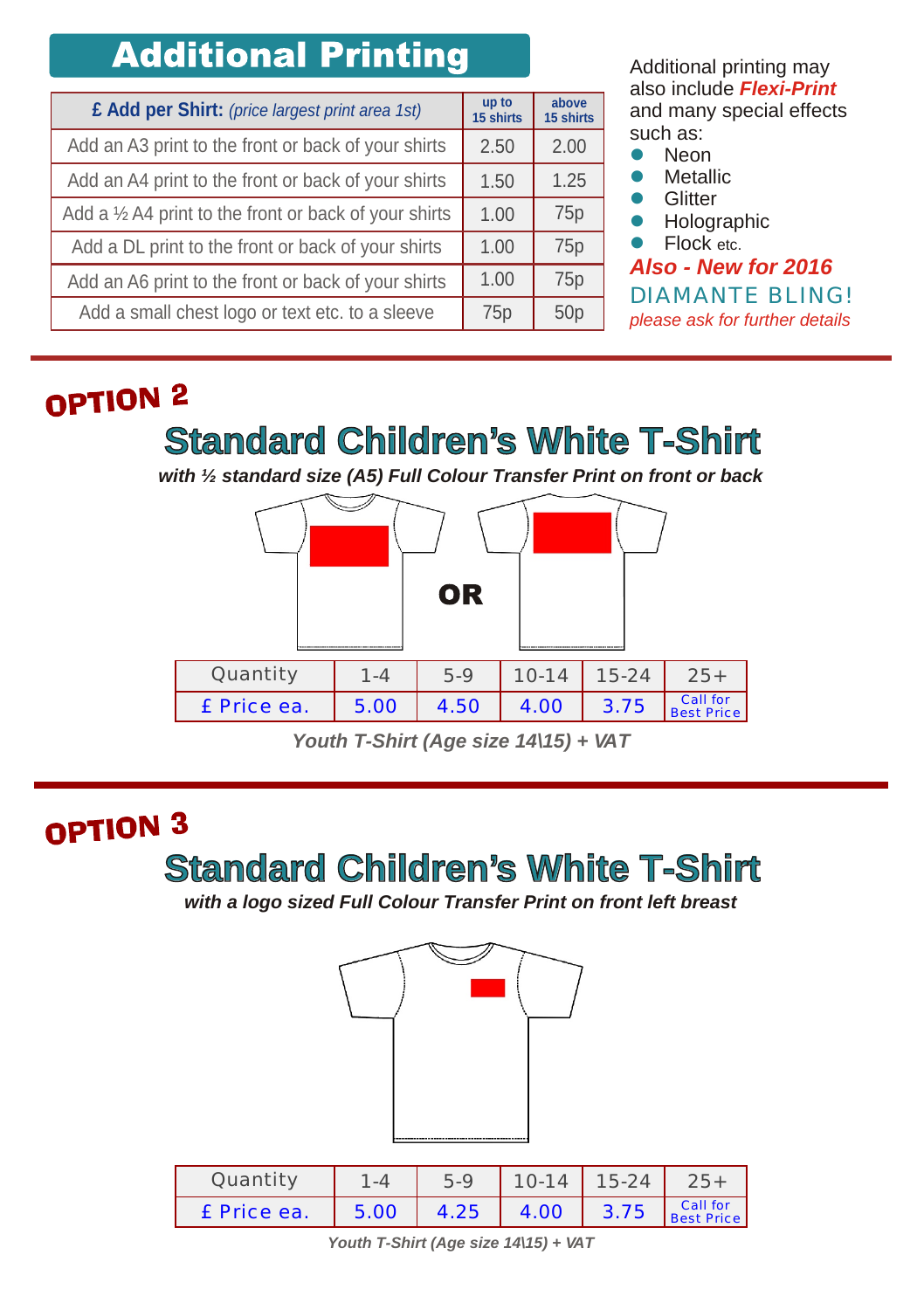## Additional Printing

| **£ Add per Shirt:** *(price largest print area 1st)* | up to 15 shirts | above 15 shirts |
|---|---|---|
| Add an A3 print to the front or back of your shirts | 2.50 | 2.00 |
| Add an A4 print to the front or back of your shirts | 1.50 | 1.25 |
| Add a ½ A4 print to the front or back of your shirts | 1.00 | 75p |
| Add a DL print to the front or back of your shirts | 1.00 | 75p |
| Add an A6 print to the front or back of your shirts | 1.00 | 75p |
| Add a small chest logo or text etc. to a sleeve | 75p | 50p |

Additional printing may also include ***Flexi-Print*** and many special effects such as:

- Neon
- Metallic
- Glitter
- Holographic
- Flock etc.

***Also - New for 2016***

DIAMANTE BLING!

*please ask for further details*

## OPTION 2

# Standard Children's White T-Shirt

***with ½ standard size (A5) Full Colour Transfer Print on front or back***

OR

| Quantity | 1-4 | 5-9 | 10-14 | 15-24 | 25+ |
|---|---|---|---|---|---|
| £ Price ea. | 5.00 | 4.50 | 4.00 | 3.75 | Call for Best Price |

***Youth T-Shirt (Age size 14\15) + VAT***

## OPTION 3

# Standard Children's White T-Shirt

***with a logo sized Full Colour Transfer Print on front left breast***

| Quantity | 1-4 | 5-9 | 10-14 | 15-24 | 25+ |
|---|---|---|---|---|---|
| £ Price ea. | 5.00 | 4.25 | 4.00 | 3.75 | Call for Best Price |

***Youth T-Shirt (Age size 14\15) + VAT***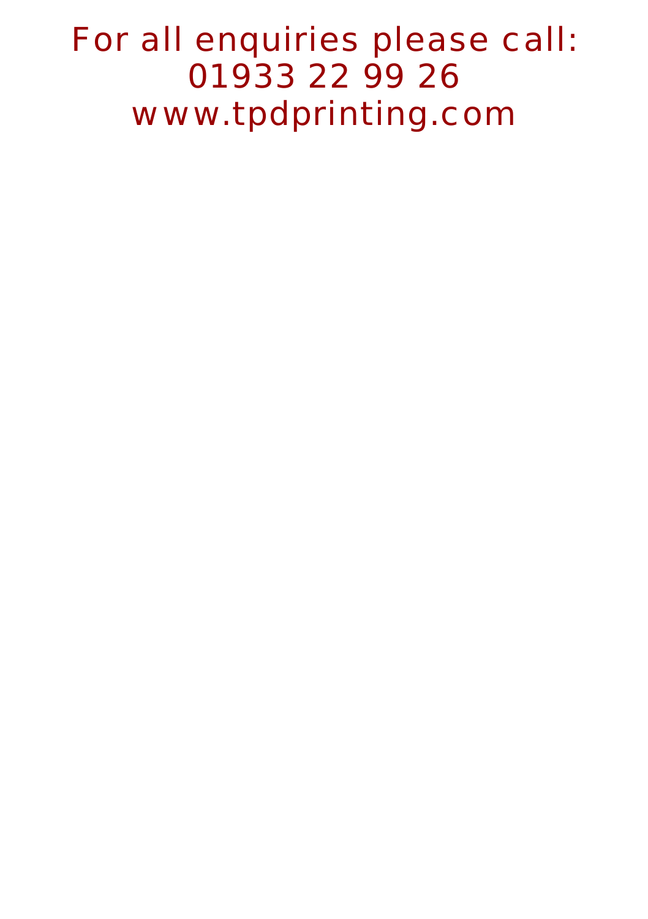For all enquiries please call:
01933 22 99 26
www.tpdprinting.com